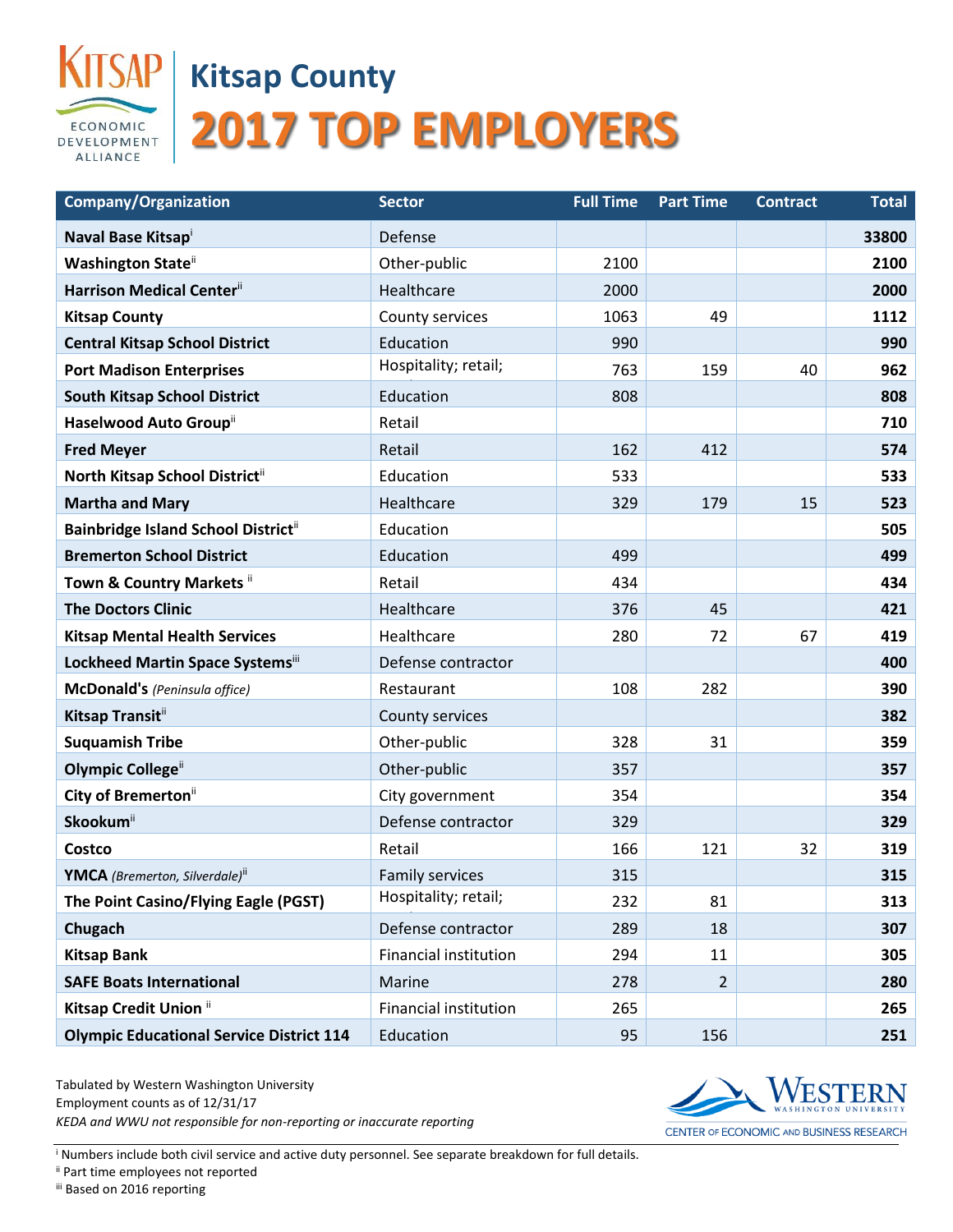# Kitsap County

## 2017 TOP EMPLOYERS

| Company/Organization | Sector | Full Time | Part Time | Contract | Total |
|---|---|---|---|---|---|
| **Naval Base Kitsap**[i] | Defense | | | | **33800** |
| **Washington State**[ii] | Other-public | 2100 | | | **2100** |
| **Harrison Medical Center**[ii] | Healthcare | 2000 | | | **2000** |
| **Kitsap County** | County services | 1063 | 49 | | **1112** |
| **Central Kitsap School District** | Education | 990 | | | **990** |
| **Port Madison Enterprises** | Hospitality; retail; | 763 | 159 | 40 | **962** |
| **South Kitsap School District** | Education | 808 | | | **808** |
| **Haselwood Auto Group**[ii] | Retail | | | | **710** |
| **Fred Meyer** | Retail | 162 | 412 | | **574** |
| **North Kitsap School District**[ii] | Education | 533 | | | **533** |
| **Martha and Mary** | Healthcare | 329 | 179 | 15 | **523** |
| **Bainbridge Island School District**[ii] | Education | | | | **505** |
| **Bremerton School District** | Education | 499 | | | **499** |
| **Town & Country Markets** [ii] | Retail | 434 | | | **434** |
| **The Doctors Clinic** | Healthcare | 376 | 45 | | **421** |
| **Kitsap Mental Health Services** | Healthcare | 280 | 72 | 67 | **419** |
| **Lockheed Martin Space Systems**[iii] | Defense contractor | | | | **400** |
| **McDonald's** *(Peninsula office)* | Restaurant | 108 | 282 | | **390** |
| **Kitsap Transit**[ii] | County services | | | | **382** |
| **Suquamish Tribe** | Other-public | 328 | 31 | | **359** |
| **Olympic College**[ii] | Other-public | 357 | | | **357** |
| **City of Bremerton**[ii] | City government | 354 | | | **354** |
| **Skookum**[ii] | Defense contractor | 329 | | | **329** |
| **Costco** | Retail | 166 | 121 | 32 | **319** |
| **YMCA** *(Bremerton, Silverdale)*[ii] | Family services | 315 | | | **315** |
| **The Point Casino/Flying Eagle (PGST)** | Hospitality; retail; | 232 | 81 | | **313** |
| **Chugach** | Defense contractor | 289 | 18 | | **307** |
| **Kitsap Bank** | Financial institution | 294 | 11 | | **305** |
| **SAFE Boats International** | Marine | 278 | 2 | | **280** |
| **Kitsap Credit Union** [ii] | Financial institution | 265 | | | **265** |
| **Olympic Educational Service District 114** | Education | 95 | 156 | | **251** |

Tabulated by Western Washington University
Employment counts as of 12/31/17
*KEDA and WWU not responsible for non-reporting or inaccurate reporting*

Western Washington University — Center of Economic and Business Research

[i] Numbers include both civil service and active duty personnel. See separate breakdown for full details.
[ii] Part time employees not reported
[iii] Based on 2016 reporting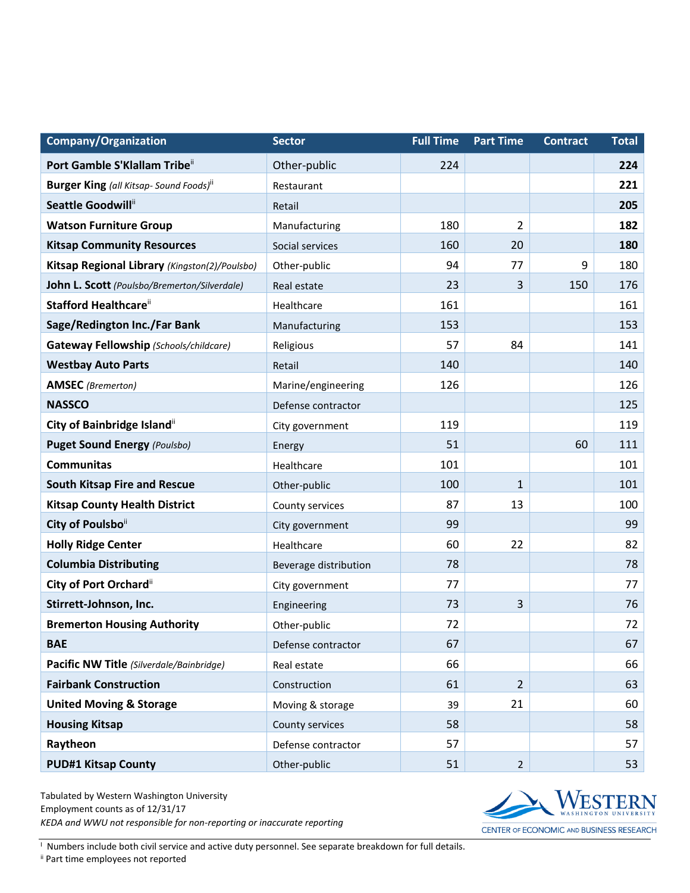| Company/Organization | Sector | Full Time | Part Time | Contract | Total |
|---|---|---|---|---|---|
| **Port Gamble S'Klallam Tribe**[ii] | Other-public | 224 | | | **224** |
| **Burger King** *(all Kitsap- Sound Foods)*[ii] | Restaurant | | | | **221** |
| **Seattle Goodwill**[ii] | Retail | | | | **205** |
| **Watson Furniture Group** | Manufacturing | 180 | 2 | | **182** |
| **Kitsap Community Resources** | Social services | 160 | 20 | | **180** |
| **Kitsap Regional Library** *(Kingston(2)/Poulsbo)* | Other-public | 94 | 77 | 9 | 180 |
| **John L. Scott** *(Poulsbo/Bremerton/Silverdale)* | Real estate | 23 | 3 | 150 | 176 |
| **Stafford Healthcare**[ii] | Healthcare | 161 | | | 161 |
| **Sage/Redington Inc./Far Bank** | Manufacturing | 153 | | | 153 |
| **Gateway Fellowship** *(Schools/childcare)* | Religious | 57 | 84 | | 141 |
| **Westbay Auto Parts** | Retail | 140 | | | 140 |
| **AMSEC** *(Bremerton)* | Marine/engineering | 126 | | | 126 |
| **NASSCO** | Defense contractor | | | | 125 |
| **City of Bainbridge Island**[ii] | City government | 119 | | | 119 |
| **Puget Sound Energy** *(Poulsbo)* | Energy | 51 | | 60 | 111 |
| **Communitas** | Healthcare | 101 | | | 101 |
| **South Kitsap Fire and Rescue** | Other-public | 100 | 1 | | 101 |
| **Kitsap County Health District** | County services | 87 | 13 | | 100 |
| **City of Poulsbo**[ii] | City government | 99 | | | 99 |
| **Holly Ridge Center** | Healthcare | 60 | 22 | | 82 |
| **Columbia Distributing** | Beverage distribution | 78 | | | 78 |
| **City of Port Orchard**[ii] | City government | 77 | | | 77 |
| **Stirrett-Johnson, Inc.** | Engineering | 73 | 3 | | 76 |
| **Bremerton Housing Authority** | Other-public | 72 | | | 72 |
| **BAE** | Defense contractor | 67 | | | 67 |
| **Pacific NW Title** *(Silverdale/Bainbridge)* | Real estate | 66 | | | 66 |
| **Fairbank Construction** | Construction | 61 | 2 | | 63 |
| **United Moving & Storage** | Moving & storage | 39 | 21 | | 60 |
| **Housing Kitsap** | County services | 58 | | | 58 |
| **Raytheon** | Defense contractor | 57 | | | 57 |
| **PUD#1 Kitsap County** | Other-public | 51 | 2 | | 53 |

Tabulated by Western Washington University
Employment counts as of 12/31/17
*KEDA and WWU not responsible for non-reporting or inaccurate reporting*

WESTERN WASHINGTON UNIVERSITY
CENTER OF ECONOMIC AND BUSINESS RESEARCH

[i] Numbers include both civil service and active duty personnel. See separate breakdown for full details.
[ii] Part time employees not reported